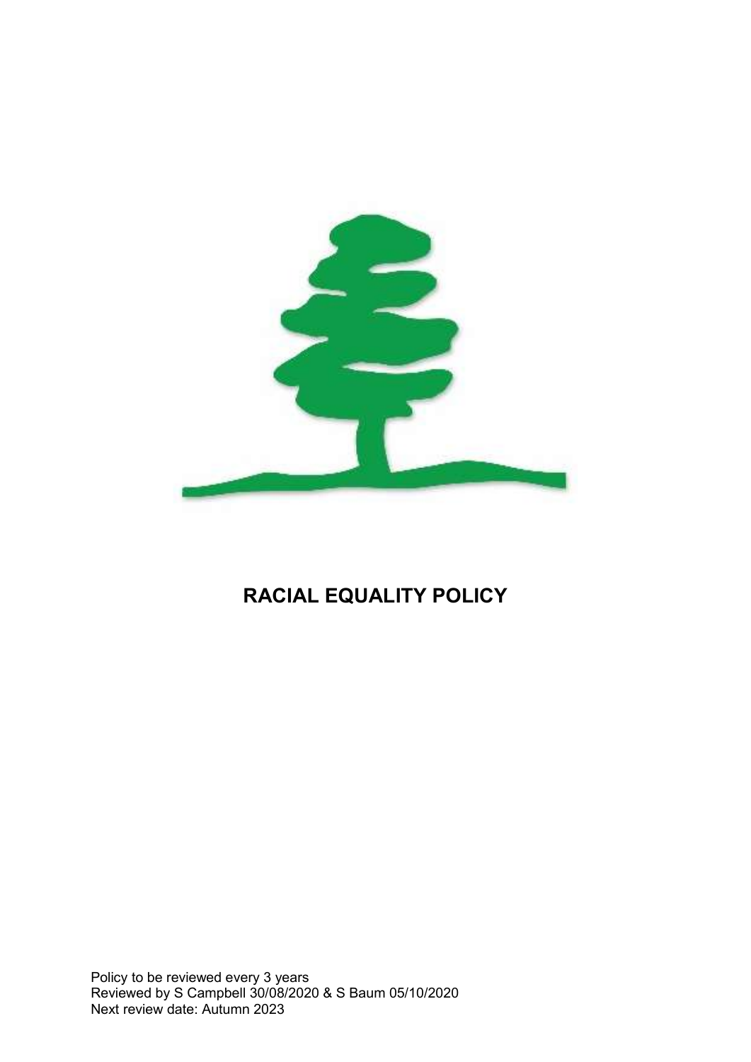# RACIAL EQUALITY POLICY

Policy to be reviewed every 3 years
Reviewed by S Campbell 30/08/2020 & S Baum 05/10/2020
Next review date: Autumn 2023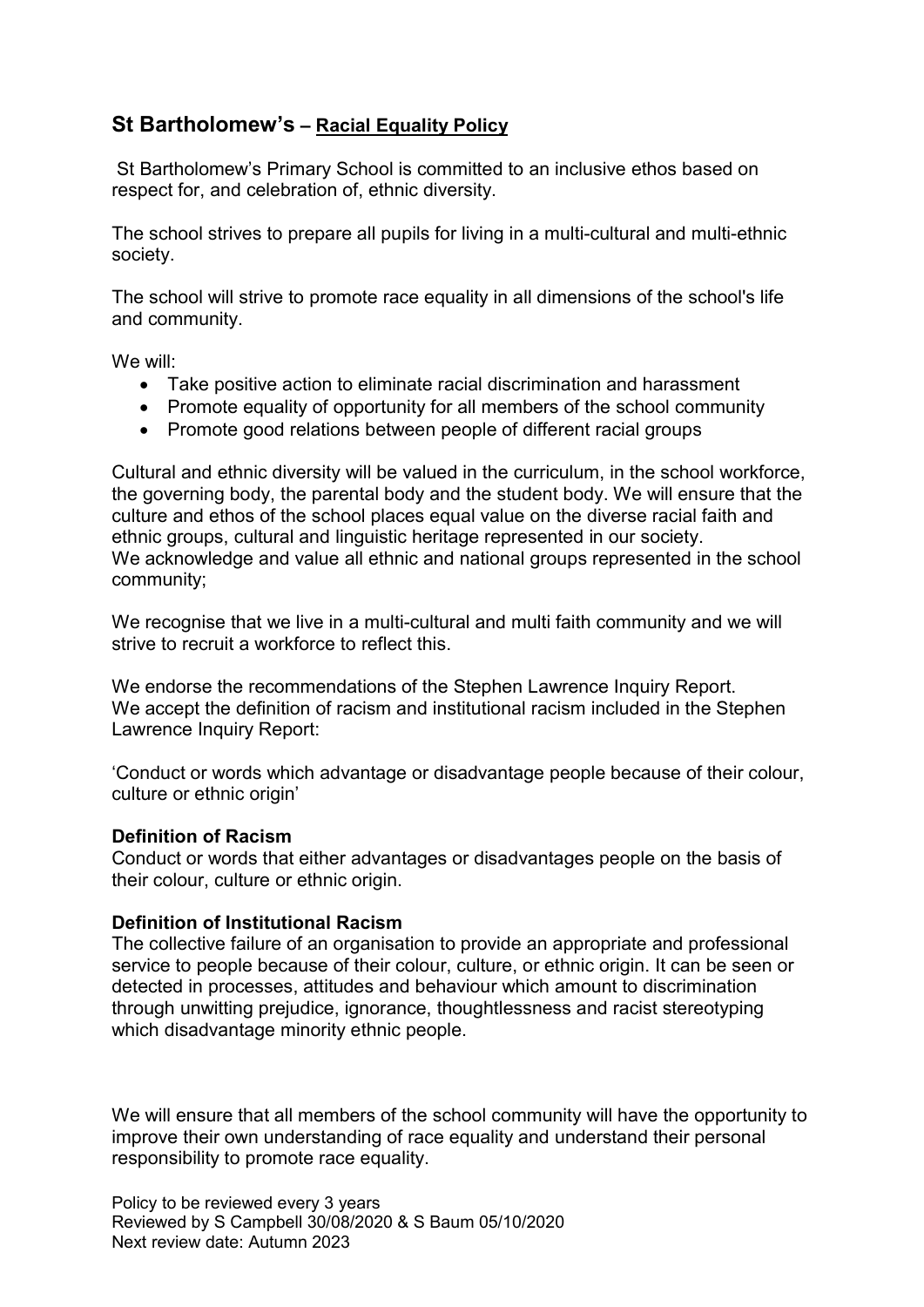## St Bartholomew's – Racial Equality Policy

St Bartholomew's Primary School is committed to an inclusive ethos based on respect for, and celebration of, ethnic diversity.

The school strives to prepare all pupils for living in a multi-cultural and multi-ethnic society.

The school will strive to promote race equality in all dimensions of the school's life and community.

We will:

- Take positive action to eliminate racial discrimination and harassment
- Promote equality of opportunity for all members of the school community
- Promote good relations between people of different racial groups

Cultural and ethnic diversity will be valued in the curriculum, in the school workforce, the governing body, the parental body and the student body. We will ensure that the culture and ethos of the school places equal value on the diverse racial faith and ethnic groups, cultural and linguistic heritage represented in our society.
We acknowledge and value all ethnic and national groups represented in the school community;

We recognise that we live in a multi-cultural and multi faith community and we will strive to recruit a workforce to reflect this.

We endorse the recommendations of the Stephen Lawrence Inquiry Report.
We accept the definition of racism and institutional racism included in the Stephen Lawrence Inquiry Report:

'Conduct or words which advantage or disadvantage people because of their colour, culture or ethnic origin'

**Definition of Racism**
Conduct or words that either advantages or disadvantages people on the basis of their colour, culture or ethnic origin.

**Definition of Institutional Racism**
The collective failure of an organisation to provide an appropriate and professional service to people because of their colour, culture, or ethnic origin. It can be seen or detected in processes, attitudes and behaviour which amount to discrimination through unwitting prejudice, ignorance, thoughtlessness and racist stereotyping which disadvantage minority ethnic people.

We will ensure that all members of the school community will have the opportunity to improve their own understanding of race equality and understand their personal responsibility to promote race equality.

Policy to be reviewed every 3 years
Reviewed by S Campbell 30/08/2020 & S Baum 05/10/2020
Next review date: Autumn 2023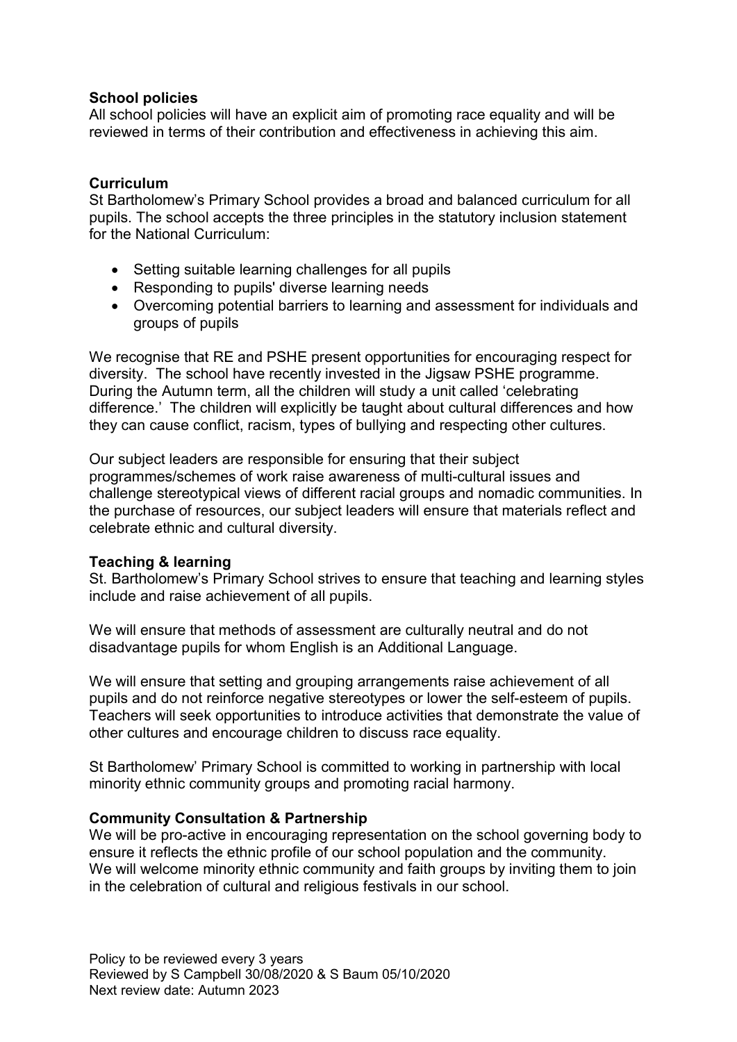**School policies**

All school policies will have an explicit aim of promoting race equality and will be reviewed in terms of their contribution and effectiveness in achieving this aim.

**Curriculum**

St Bartholomew's Primary School provides a broad and balanced curriculum for all pupils. The school accepts the three principles in the statutory inclusion statement for the National Curriculum:

- Setting suitable learning challenges for all pupils
- Responding to pupils' diverse learning needs
- Overcoming potential barriers to learning and assessment for individuals and groups of pupils

We recognise that RE and PSHE present opportunities for encouraging respect for diversity. The school have recently invested in the Jigsaw PSHE programme. During the Autumn term, all the children will study a unit called 'celebrating difference.' The children will explicitly be taught about cultural differences and how they can cause conflict, racism, types of bullying and respecting other cultures.

Our subject leaders are responsible for ensuring that their subject programmes/schemes of work raise awareness of multi-cultural issues and challenge stereotypical views of different racial groups and nomadic communities. In the purchase of resources, our subject leaders will ensure that materials reflect and celebrate ethnic and cultural diversity.

**Teaching & learning**

St. Bartholomew's Primary School strives to ensure that teaching and learning styles include and raise achievement of all pupils.

We will ensure that methods of assessment are culturally neutral and do not disadvantage pupils for whom English is an Additional Language.

We will ensure that setting and grouping arrangements raise achievement of all pupils and do not reinforce negative stereotypes or lower the self-esteem of pupils. Teachers will seek opportunities to introduce activities that demonstrate the value of other cultures and encourage children to discuss race equality.

St Bartholomew' Primary School is committed to working in partnership with local minority ethnic community groups and promoting racial harmony.

**Community Consultation & Partnership**

We will be pro-active in encouraging representation on the school governing body to ensure it reflects the ethnic profile of our school population and the community. We will welcome minority ethnic community and faith groups by inviting them to join in the celebration of cultural and religious festivals in our school.

Policy to be reviewed every 3 years
Reviewed by S Campbell 30/08/2020 & S Baum 05/10/2020
Next review date: Autumn 2023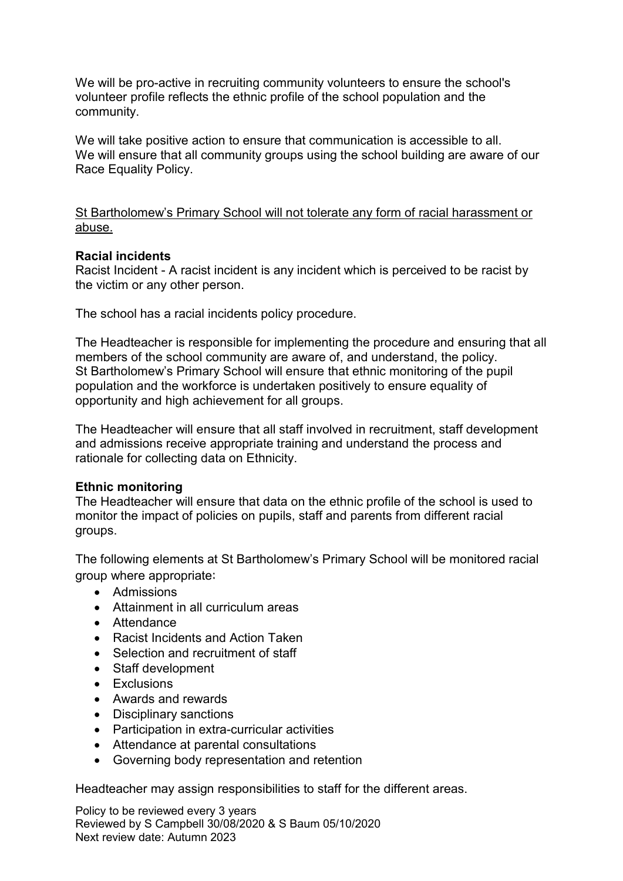We will be pro-active in recruiting community volunteers to ensure the school's volunteer profile reflects the ethnic profile of the school population and the community.

We will take positive action to ensure that communication is accessible to all.
We will ensure that all community groups using the school building are aware of our Race Equality Policy.

<u>St Bartholomew's Primary School will not tolerate any form of racial harassment or abuse.</u>

**Racial incidents**
Racist Incident - A racist incident is any incident which is perceived to be racist by the victim or any other person.

The school has a racial incidents policy procedure.

The Headteacher is responsible for implementing the procedure and ensuring that all members of the school community are aware of, and understand, the policy.
St Bartholomew's Primary School will ensure that ethnic monitoring of the pupil population and the workforce is undertaken positively to ensure equality of opportunity and high achievement for all groups.

The Headteacher will ensure that all staff involved in recruitment, staff development and admissions receive appropriate training and understand the process and rationale for collecting data on Ethnicity.

**Ethnic monitoring**
The Headteacher will ensure that data on the ethnic profile of the school is used to monitor the impact of policies on pupils, staff and parents from different racial groups.

The following elements at St Bartholomew's Primary School will be monitored racial group where appropriate:

- Admissions
- Attainment in all curriculum areas
- Attendance
- Racist Incidents and Action Taken
- Selection and recruitment of staff
- Staff development
- Exclusions
- Awards and rewards
- Disciplinary sanctions
- Participation in extra-curricular activities
- Attendance at parental consultations
- Governing body representation and retention

Headteacher may assign responsibilities to staff for the different areas.

Policy to be reviewed every 3 years
Reviewed by S Campbell 30/08/2020 & S Baum 05/10/2020
Next review date: Autumn 2023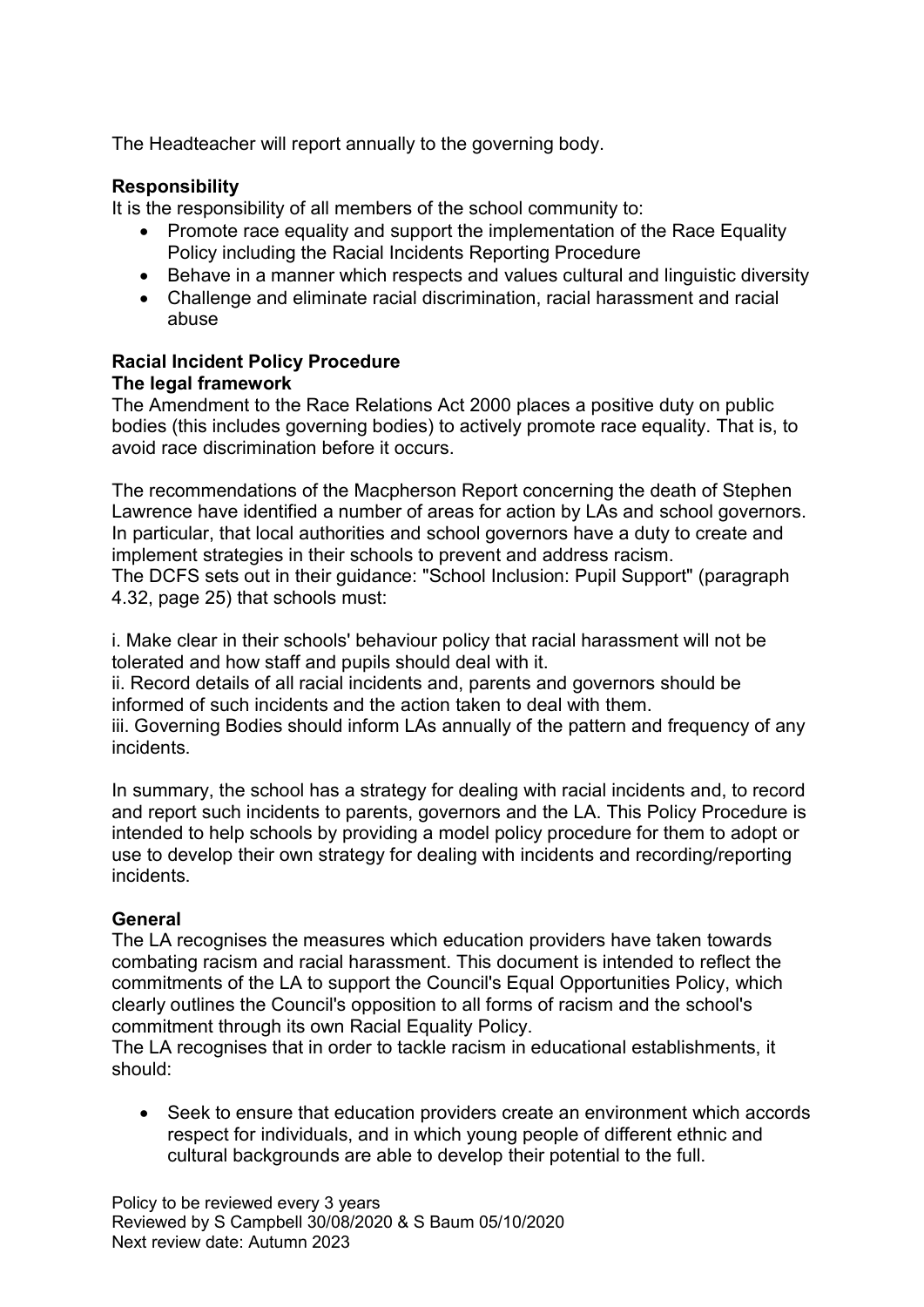The Headteacher will report annually to the governing body.

**Responsibility**

It is the responsibility of all members of the school community to:

- Promote race equality and support the implementation of the Race Equality Policy including the Racial Incidents Reporting Procedure
- Behave in a manner which respects and values cultural and linguistic diversity
- Challenge and eliminate racial discrimination, racial harassment and racial abuse

**Racial Incident Policy Procedure**

**The legal framework**

The Amendment to the Race Relations Act 2000 places a positive duty on public bodies (this includes governing bodies) to actively promote race equality. That is, to avoid race discrimination before it occurs.

The recommendations of the Macpherson Report concerning the death of Stephen Lawrence have identified a number of areas for action by LAs and school governors. In particular, that local authorities and school governors have a duty to create and implement strategies in their schools to prevent and address racism.
The DCFS sets out in their guidance: "School Inclusion: Pupil Support" (paragraph 4.32, page 25) that schools must:

i. Make clear in their schools' behaviour policy that racial harassment will not be tolerated and how staff and pupils should deal with it.
ii. Record details of all racial incidents and, parents and governors should be informed of such incidents and the action taken to deal with them.
iii. Governing Bodies should inform LAs annually of the pattern and frequency of any incidents.

In summary, the school has a strategy for dealing with racial incidents and, to record and report such incidents to parents, governors and the LA. This Policy Procedure is intended to help schools by providing a model policy procedure for them to adopt or use to develop their own strategy for dealing with incidents and recording/reporting incidents.

**General**

The LA recognises the measures which education providers have taken towards combating racism and racial harassment. This document is intended to reflect the commitments of the LA to support the Council's Equal Opportunities Policy, which clearly outlines the Council's opposition to all forms of racism and the school's commitment through its own Racial Equality Policy.
The LA recognises that in order to tackle racism in educational establishments, it should:

- Seek to ensure that education providers create an environment which accords respect for individuals, and in which young people of different ethnic and cultural backgrounds are able to develop their potential to the full.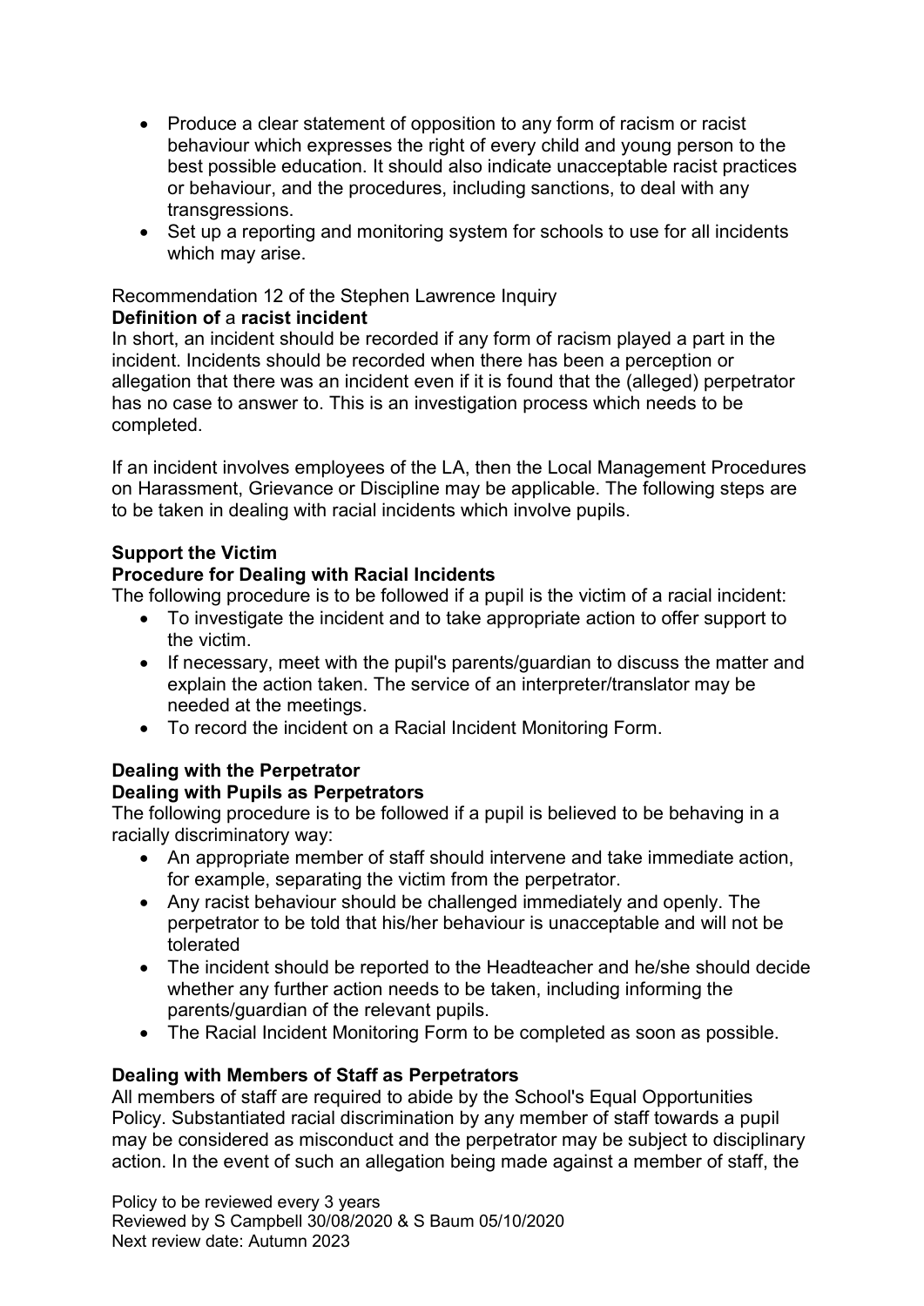- Produce a clear statement of opposition to any form of racism or racist behaviour which expresses the right of every child and young person to the best possible education. It should also indicate unacceptable racist practices or behaviour, and the procedures, including sanctions, to deal with any transgressions.
- Set up a reporting and monitoring system for schools to use for all incidents which may arise.

Recommendation 12 of the Stephen Lawrence Inquiry

**Definition of** a **racist incident**

In short, an incident should be recorded if any form of racism played a part in the incident. Incidents should be recorded when there has been a perception or allegation that there was an incident even if it is found that the (alleged) perpetrator has no case to answer to. This is an investigation process which needs to be completed.

If an incident involves employees of the LA, then the Local Management Procedures on Harassment, Grievance or Discipline may be applicable. The following steps are to be taken in dealing with racial incidents which involve pupils.

**Support the Victim**

**Procedure for Dealing with Racial Incidents**

The following procedure is to be followed if a pupil is the victim of a racial incident:

- To investigate the incident and to take appropriate action to offer support to the victim.
- If necessary, meet with the pupil's parents/guardian to discuss the matter and explain the action taken. The service of an interpreter/translator may be needed at the meetings.
- To record the incident on a Racial Incident Monitoring Form.

**Dealing with the Perpetrator**

**Dealing with Pupils as Perpetrators**

The following procedure is to be followed if a pupil is believed to be behaving in a racially discriminatory way:

- An appropriate member of staff should intervene and take immediate action, for example, separating the victim from the perpetrator.
- Any racist behaviour should be challenged immediately and openly. The perpetrator to be told that his/her behaviour is unacceptable and will not be tolerated
- The incident should be reported to the Headteacher and he/she should decide whether any further action needs to be taken, including informing the parents/guardian of the relevant pupils.
- The Racial Incident Monitoring Form to be completed as soon as possible.

**Dealing with Members of Staff as Perpetrators**

All members of staff are required to abide by the School's Equal Opportunities Policy. Substantiated racial discrimination by any member of staff towards a pupil may be considered as misconduct and the perpetrator may be subject to disciplinary action. In the event of such an allegation being made against a member of staff, the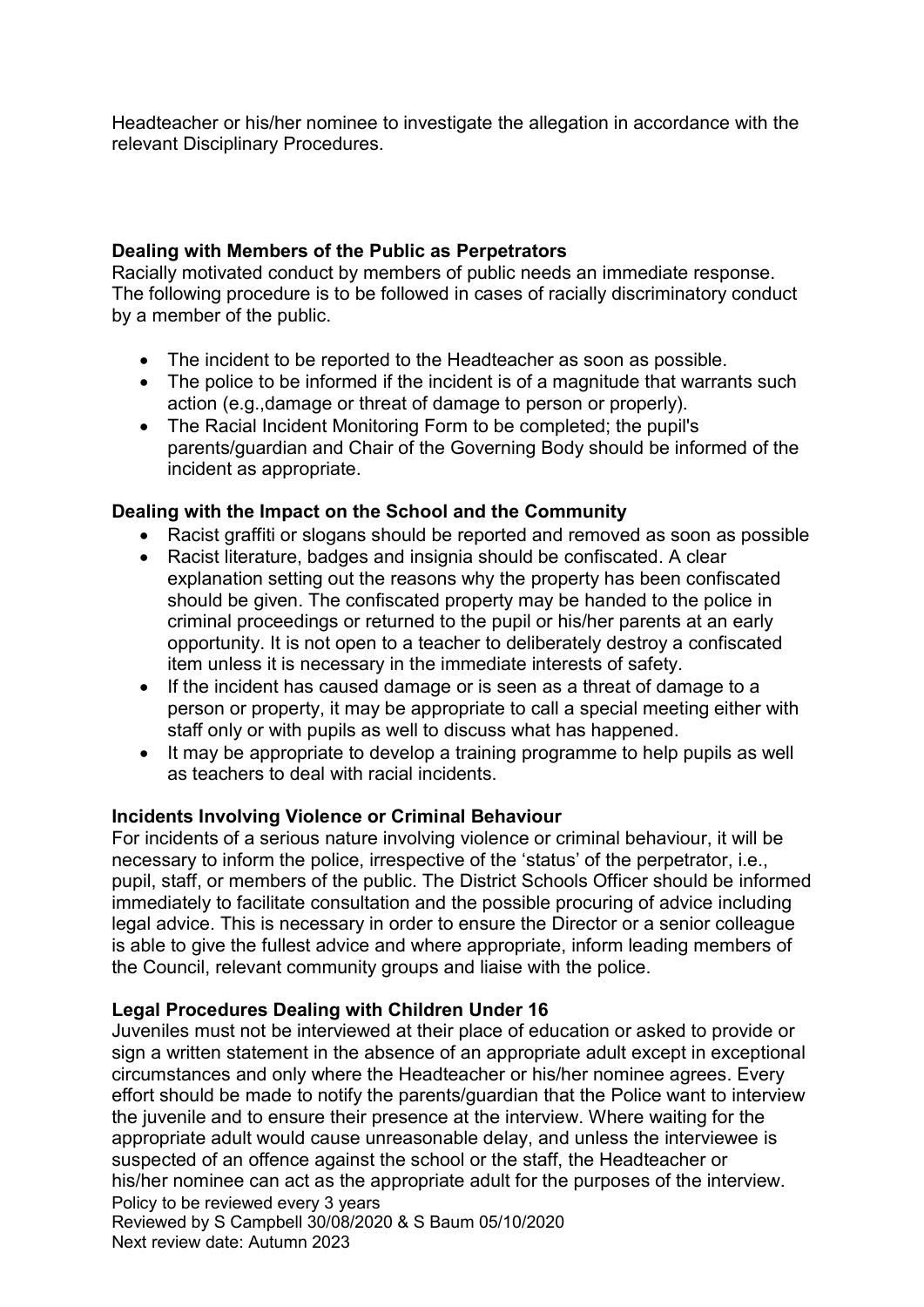Headteacher or his/her nominee to investigate the allegation in accordance with the relevant Disciplinary Procedures.

**Dealing with Members of the Public as Perpetrators**

Racially motivated conduct by members of public needs an immediate response. The following procedure is to be followed in cases of racially discriminatory conduct by a member of the public.

- The incident to be reported to the Headteacher as soon as possible.
- The police to be informed if the incident is of a magnitude that warrants such action (e.g.,damage or threat of damage to person or properly).
- The Racial Incident Monitoring Form to be completed; the pupil's parents/guardian and Chair of the Governing Body should be informed of the incident as appropriate.

**Dealing with the Impact on the School and the Community**

- Racist graffiti or slogans should be reported and removed as soon as possible
- Racist literature, badges and insignia should be confiscated. A clear explanation setting out the reasons why the property has been confiscated should be given. The confiscated property may be handed to the police in criminal proceedings or returned to the pupil or his/her parents at an early opportunity. It is not open to a teacher to deliberately destroy a confiscated item unless it is necessary in the immediate interests of safety.
- If the incident has caused damage or is seen as a threat of damage to a person or property, it may be appropriate to call a special meeting either with staff only or with pupils as well to discuss what has happened.
- It may be appropriate to develop a training programme to help pupils as well as teachers to deal with racial incidents.

**Incidents Involving Violence or Criminal Behaviour**

For incidents of a serious nature involving violence or criminal behaviour, it will be necessary to inform the police, irrespective of the 'status' of the perpetrator, i.e., pupil, staff, or members of the public. The District Schools Officer should be informed immediately to facilitate consultation and the possible procuring of advice including legal advice. This is necessary in order to ensure the Director or a senior colleague is able to give the fullest advice and where appropriate, inform leading members of the Council, relevant community groups and liaise with the police.

**Legal Procedures Dealing with Children Under 16**

Juveniles must not be interviewed at their place of education or asked to provide or sign a written statement in the absence of an appropriate adult except in exceptional circumstances and only where the Headteacher or his/her nominee agrees. Every effort should be made to notify the parents/guardian that the Police want to interview the juvenile and to ensure their presence at the interview. Where waiting for the appropriate adult would cause unreasonable delay, and unless the interviewee is suspected of an offence against the school or the staff, the Headteacher or his/her nominee can act as the appropriate adult for the purposes of the interview.

Policy to be reviewed every 3 years
Reviewed by S Campbell 30/08/2020 & S Baum 05/10/2020
Next review date: Autumn 2023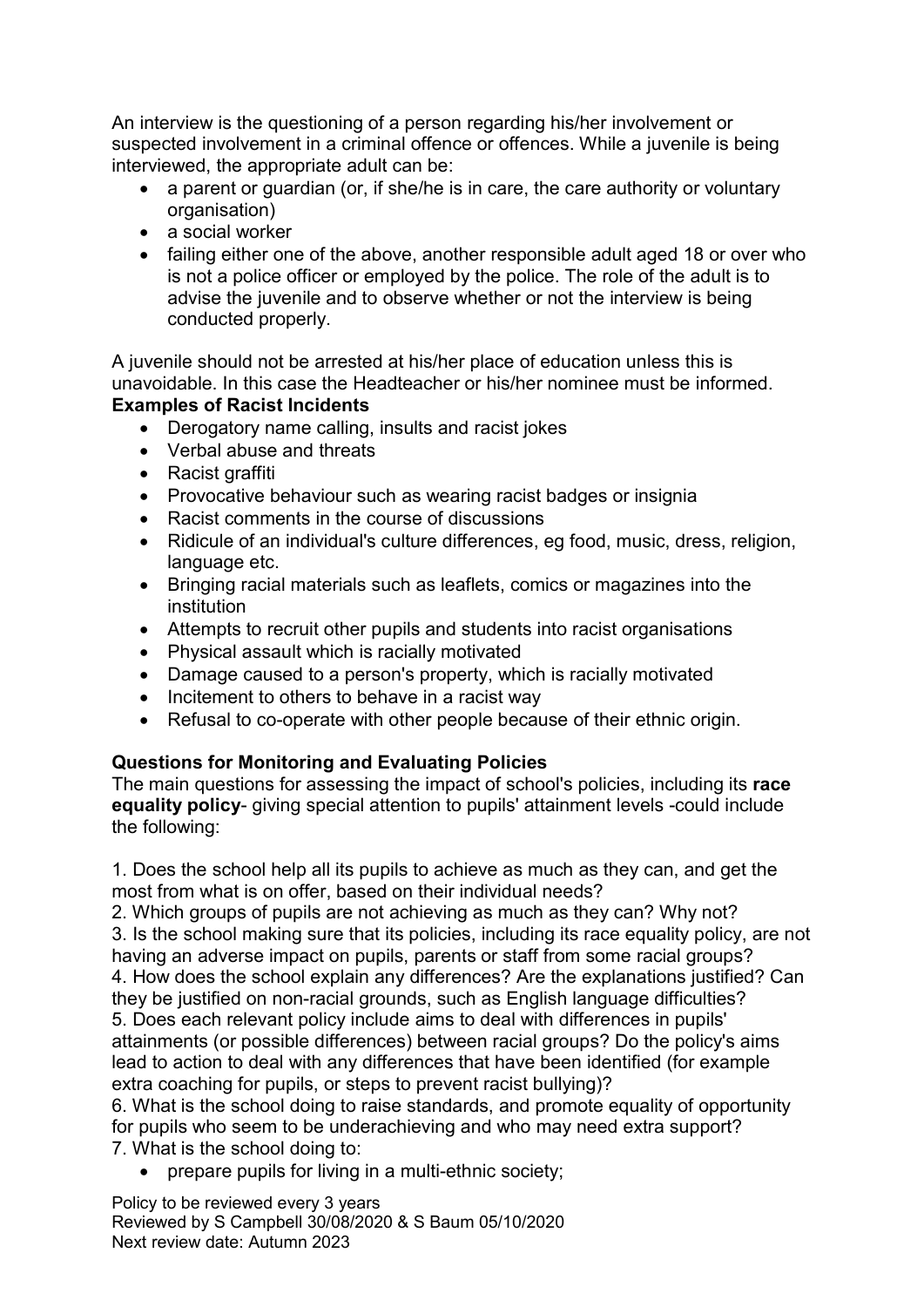An interview is the questioning of a person regarding his/her involvement or suspected involvement in a criminal offence or offences. While a juvenile is being interviewed, the appropriate adult can be:

- a parent or guardian (or, if she/he is in care, the care authority or voluntary organisation)
- a social worker
- failing either one of the above, another responsible adult aged 18 or over who is not a police officer or employed by the police. The role of the adult is to advise the juvenile and to observe whether or not the interview is being conducted properly.

A juvenile should not be arrested at his/her place of education unless this is unavoidable. In this case the Headteacher or his/her nominee must be informed.

**Examples of Racist Incidents**

- Derogatory name calling, insults and racist jokes
- Verbal abuse and threats
- Racist graffiti
- Provocative behaviour such as wearing racist badges or insignia
- Racist comments in the course of discussions
- Ridicule of an individual's culture differences, eg food, music, dress, religion, language etc.
- Bringing racial materials such as leaflets, comics or magazines into the institution
- Attempts to recruit other pupils and students into racist organisations
- Physical assault which is racially motivated
- Damage caused to a person's property, which is racially motivated
- Incitement to others to behave in a racist way
- Refusal to co-operate with other people because of their ethnic origin.

**Questions for Monitoring and Evaluating Policies**

The main questions for assessing the impact of school's policies, including its **race equality policy**- giving special attention to pupils' attainment levels -could include the following:

1. Does the school help all its pupils to achieve as much as they can, and get the most from what is on offer, based on their individual needs?
2. Which groups of pupils are not achieving as much as they can? Why not?
3. Is the school making sure that its policies, including its race equality policy, are not having an adverse impact on pupils, parents or staff from some racial groups?
4. How does the school explain any differences? Are the explanations justified? Can they be justified on non-racial grounds, such as English language difficulties?
5. Does each relevant policy include aims to deal with differences in pupils' attainments (or possible differences) between racial groups? Do the policy's aims lead to action to deal with any differences that have been identified (for example extra coaching for pupils, or steps to prevent racist bullying)?
6. What is the school doing to raise standards, and promote equality of opportunity for pupils who seem to be underachieving and who may need extra support?
7. What is the school doing to:
   - prepare pupils for living in a multi-ethnic society;

Policy to be reviewed every 3 years
Reviewed by S Campbell 30/08/2020 & S Baum 05/10/2020
Next review date: Autumn 2023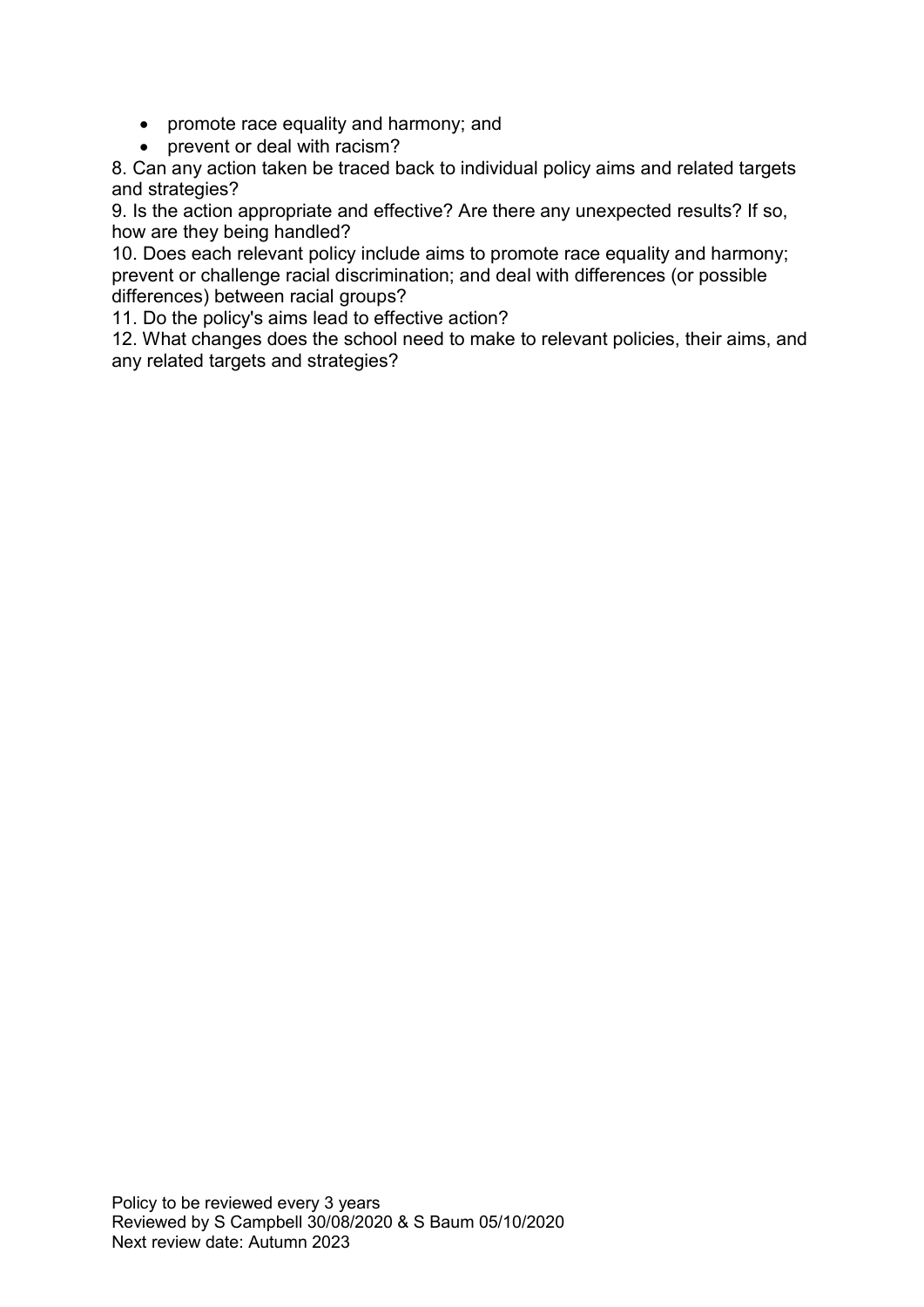- promote race equality and harmony; and
- prevent or deal with racism?

8. Can any action taken be traced back to individual policy aims and related targets and strategies?

9. Is the action appropriate and effective? Are there any unexpected results? If so, how are they being handled?

10. Does each relevant policy include aims to promote race equality and harmony; prevent or challenge racial discrimination; and deal with differences (or possible differences) between racial groups?

11. Do the policy's aims lead to effective action?

12. What changes does the school need to make to relevant policies, their aims, and any related targets and strategies?

Policy to be reviewed every 3 years
Reviewed by S Campbell 30/08/2020 & S Baum 05/10/2020
Next review date: Autumn 2023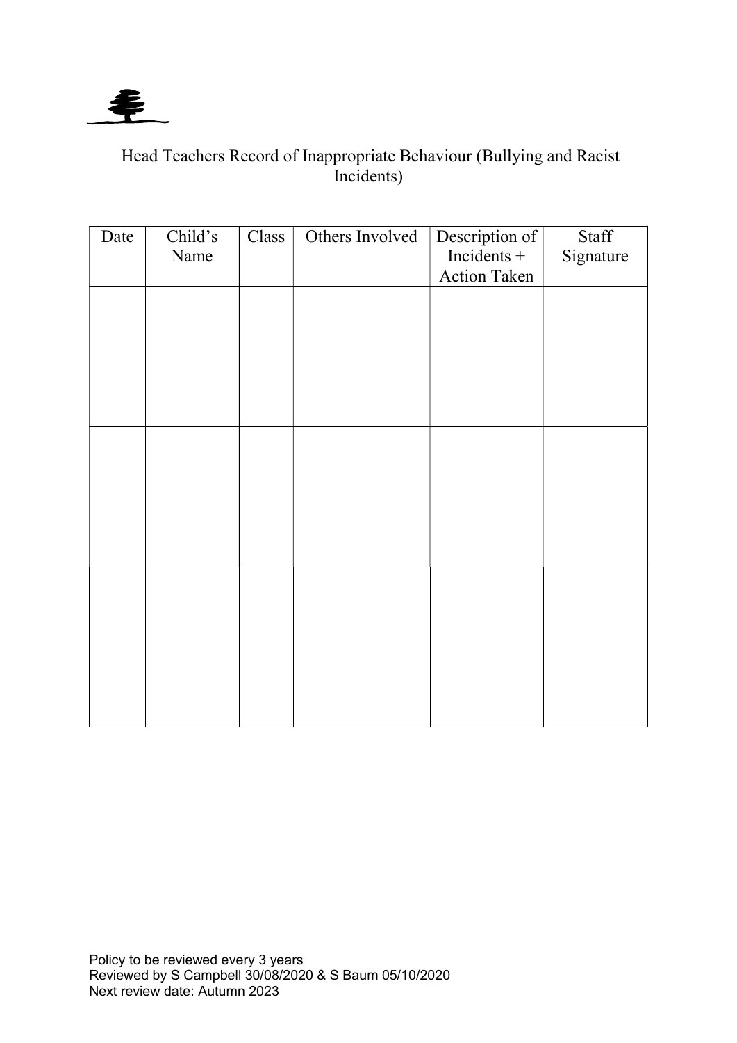Head Teachers Record of Inappropriate Behaviour (Bullying and Racist Incidents)

| Date | Child's Name | Class | Others Involved | Description of Incidents + Action Taken | Staff Signature |
|---|---|---|---|---|---|
| | | | | | |
| | | | | | |
| | | | | | |

Policy to be reviewed every 3 years
Reviewed by S Campbell 30/08/2020 & S Baum 05/10/2020
Next review date: Autumn 2023